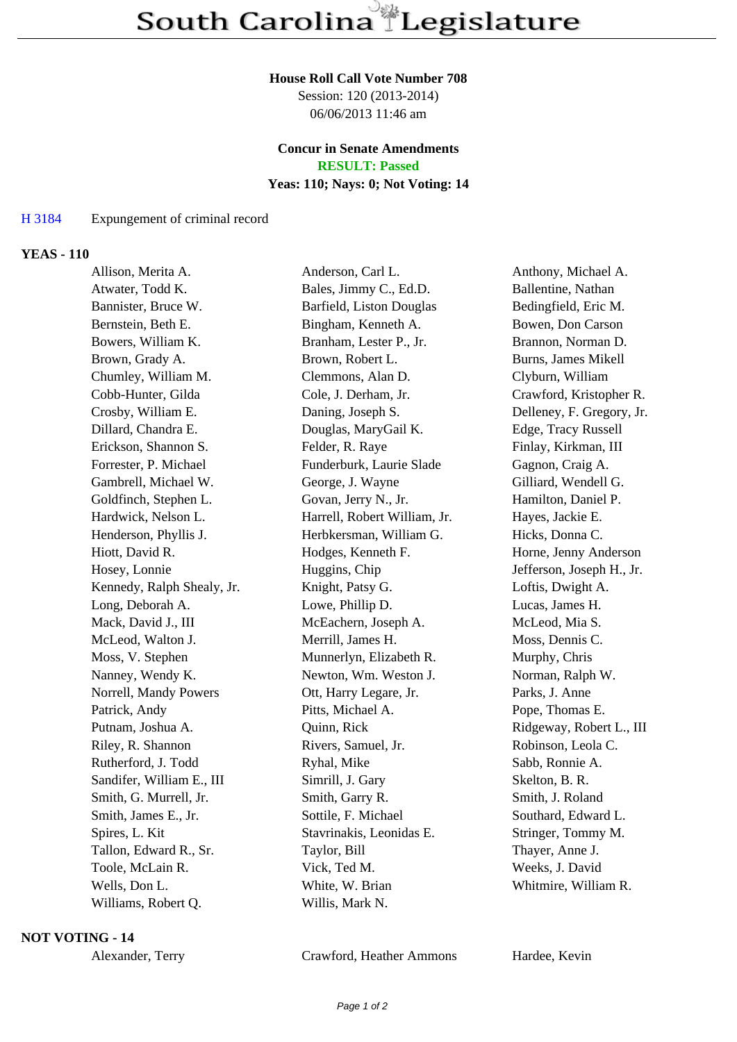# South Carolina Legislature

**House Roll Call Vote Number 708**
Session: 120 (2013-2014)
06/06/2013 11:46 am

**Concur in Senate Amendments**
**RESULT: Passed**
**Yeas: 110; Nays: 0; Not Voting: 14**

H 3184 Expungement of criminal record

## YEAS - 110

| | | |
|---|---|---|
| Allison, Merita A. | Anderson, Carl L. | Anthony, Michael A. |
| Atwater, Todd K. | Bales, Jimmy C., Ed.D. | Ballentine, Nathan |
| Bannister, Bruce W. | Barfield, Liston Douglas | Bedingfield, Eric M. |
| Bernstein, Beth E. | Bingham, Kenneth A. | Bowen, Don Carson |
| Bowers, William K. | Branham, Lester P., Jr. | Brannon, Norman D. |
| Brown, Grady A. | Brown, Robert L. | Burns, James Mikell |
| Chumley, William M. | Clemmons, Alan D. | Clyburn, William |
| Cobb-Hunter, Gilda | Cole, J. Derham, Jr. | Crawford, Kristopher R. |
| Crosby, William E. | Daning, Joseph S. | Delleney, F. Gregory, Jr. |
| Dillard, Chandra E. | Douglas, MaryGail K. | Edge, Tracy Russell |
| Erickson, Shannon S. | Felder, R. Raye | Finlay, Kirkman, III |
| Forrester, P. Michael | Funderburk, Laurie Slade | Gagnon, Craig A. |
| Gambrell, Michael W. | George, J. Wayne | Gilliard, Wendell G. |
| Goldfinch, Stephen L. | Govan, Jerry N., Jr. | Hamilton, Daniel P. |
| Hardwick, Nelson L. | Harrell, Robert William, Jr. | Hayes, Jackie E. |
| Henderson, Phyllis J. | Herbkersman, William G. | Hicks, Donna C. |
| Hiott, David R. | Hodges, Kenneth F. | Horne, Jenny Anderson |
| Hosey, Lonnie | Huggins, Chip | Jefferson, Joseph H., Jr. |
| Kennedy, Ralph Shealy, Jr. | Knight, Patsy G. | Loftis, Dwight A. |
| Long, Deborah A. | Lowe, Phillip D. | Lucas, James H. |
| Mack, David J., III | McEachern, Joseph A. | McLeod, Mia S. |
| McLeod, Walton J. | Merrill, James H. | Moss, Dennis C. |
| Moss, V. Stephen | Munnerlyn, Elizabeth R. | Murphy, Chris |
| Nanney, Wendy K. | Newton, Wm. Weston J. | Norman, Ralph W. |
| Norrell, Mandy Powers | Ott, Harry Legare, Jr. | Parks, J. Anne |
| Patrick, Andy | Pitts, Michael A. | Pope, Thomas E. |
| Putnam, Joshua A. | Quinn, Rick | Ridgeway, Robert L., III |
| Riley, R. Shannon | Rivers, Samuel, Jr. | Robinson, Leola C. |
| Rutherford, J. Todd | Ryhal, Mike | Sabb, Ronnie A. |
| Sandifer, William E., III | Simrill, J. Gary | Skelton, B. R. |
| Smith, G. Murrell, Jr. | Smith, Garry R. | Smith, J. Roland |
| Smith, James E., Jr. | Sottile, F. Michael | Southard, Edward L. |
| Spires, L. Kit | Stavrinakis, Leonidas E. | Stringer, Tommy M. |
| Tallon, Edward R., Sr. | Taylor, Bill | Thayer, Anne J. |
| Toole, McLain R. | Vick, Ted M. | Weeks, J. David |
| Wells, Don L. | White, W. Brian | Whitmire, William R. |
| Williams, Robert Q. | Willis, Mark N. | |

## NOT VOTING - 14

| | | |
|---|---|---|
| Alexander, Terry | Crawford, Heather Ammons | Hardee, Kevin |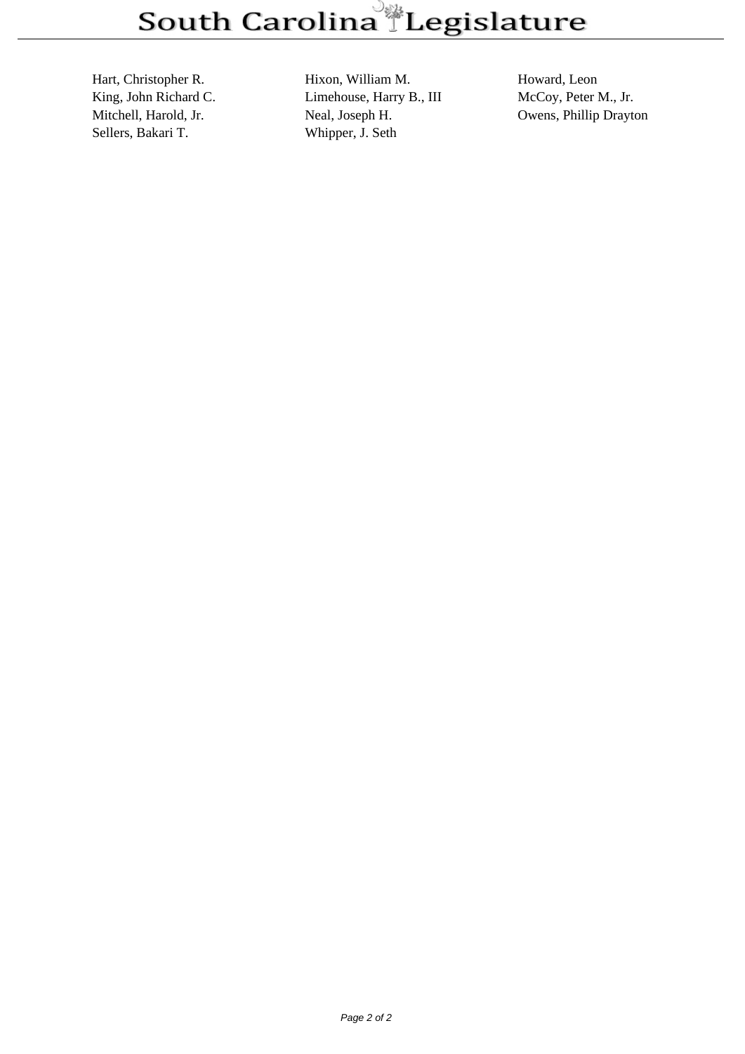Hart, Christopher R.
Hixon, William M.
Howard, Leon
King, John Richard C.
Limehouse, Harry B., III
McCoy, Peter M., Jr.
Mitchell, Harold, Jr.
Neal, Joseph H.
Owens, Phillip Drayton
Sellers, Bakari T.
Whipper, J. Seth